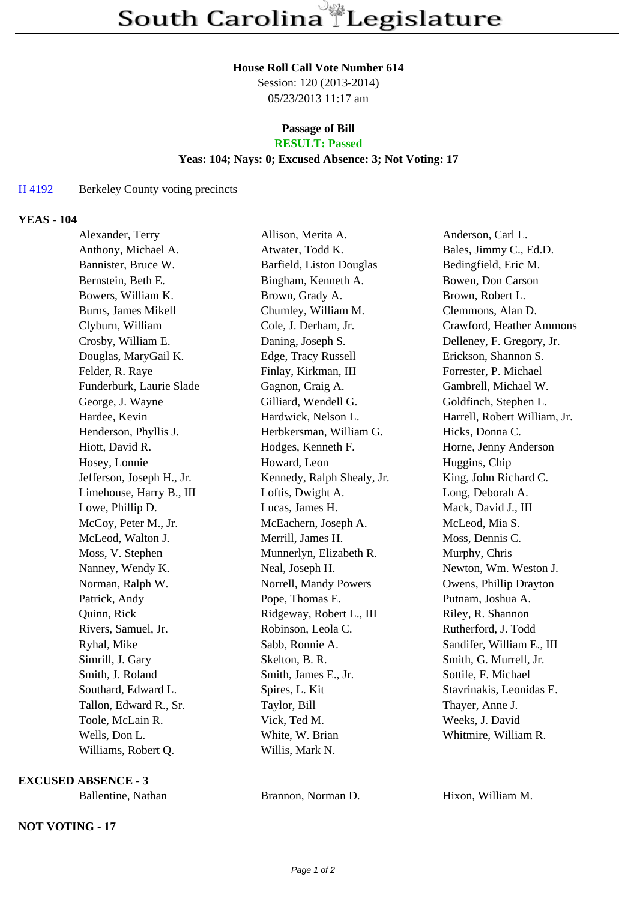# South Carolina Legislature

**House Roll Call Vote Number 614**
Session: 120 (2013-2014)
05/23/2013 11:17 am

**Passage of Bill**
**RESULT: Passed**
**Yeas: 104; Nays: 0; Excused Absence: 3; Not Voting: 17**

H 4192 Berkeley County voting precincts

**YEAS - 104**

| | | |
|---|---|---|
| Alexander, Terry | Allison, Merita A. | Anderson, Carl L. |
| Anthony, Michael A. | Atwater, Todd K. | Bales, Jimmy C., Ed.D. |
| Bannister, Bruce W. | Barfield, Liston Douglas | Bedingfield, Eric M. |
| Bernstein, Beth E. | Bingham, Kenneth A. | Bowen, Don Carson |
| Bowers, William K. | Brown, Grady A. | Brown, Robert L. |
| Burns, James Mikell | Chumley, William M. | Clemmons, Alan D. |
| Clyburn, William | Cole, J. Derham, Jr. | Crawford, Heather Ammons |
| Crosby, William E. | Daning, Joseph S. | Delleney, F. Gregory, Jr. |
| Douglas, MaryGail K. | Edge, Tracy Russell | Erickson, Shannon S. |
| Felder, R. Raye | Finlay, Kirkman, III | Forrester, P. Michael |
| Funderburk, Laurie Slade | Gagnon, Craig A. | Gambrell, Michael W. |
| George, J. Wayne | Gilliard, Wendell G. | Goldfinch, Stephen L. |
| Hardee, Kevin | Hardwick, Nelson L. | Harrell, Robert William, Jr. |
| Henderson, Phyllis J. | Herbkersman, William G. | Hicks, Donna C. |
| Hiott, David R. | Hodges, Kenneth F. | Horne, Jenny Anderson |
| Hosey, Lonnie | Howard, Leon | Huggins, Chip |
| Jefferson, Joseph H., Jr. | Kennedy, Ralph Shealy, Jr. | King, John Richard C. |
| Limehouse, Harry B., III | Loftis, Dwight A. | Long, Deborah A. |
| Lowe, Phillip D. | Lucas, James H. | Mack, David J., III |
| McCoy, Peter M., Jr. | McEachern, Joseph A. | McLeod, Mia S. |
| McLeod, Walton J. | Merrill, James H. | Moss, Dennis C. |
| Moss, V. Stephen | Munnerlyn, Elizabeth R. | Murphy, Chris |
| Nanney, Wendy K. | Neal, Joseph H. | Newton, Wm. Weston J. |
| Norman, Ralph W. | Norrell, Mandy Powers | Owens, Phillip Drayton |
| Patrick, Andy | Pope, Thomas E. | Putnam, Joshua A. |
| Quinn, Rick | Ridgeway, Robert L., III | Riley, R. Shannon |
| Rivers, Samuel, Jr. | Robinson, Leola C. | Rutherford, J. Todd |
| Ryhal, Mike | Sabb, Ronnie A. | Sandifer, William E., III |
| Simrill, J. Gary | Skelton, B. R. | Smith, G. Murrell, Jr. |
| Smith, J. Roland | Smith, James E., Jr. | Sottile, F. Michael |
| Southard, Edward L. | Spires, L. Kit | Stavrinakis, Leonidas E. |
| Tallon, Edward R., Sr. | Taylor, Bill | Thayer, Anne J. |
| Toole, McLain R. | Vick, Ted M. | Weeks, J. David |
| Wells, Don L. | White, W. Brian | Whitmire, William R. |
| Williams, Robert Q. | Willis, Mark N. | |

**EXCUSED ABSENCE - 3**

| | | |
|---|---|---|
| Ballentine, Nathan | Brannon, Norman D. | Hixon, William M. |

**NOT VOTING - 17**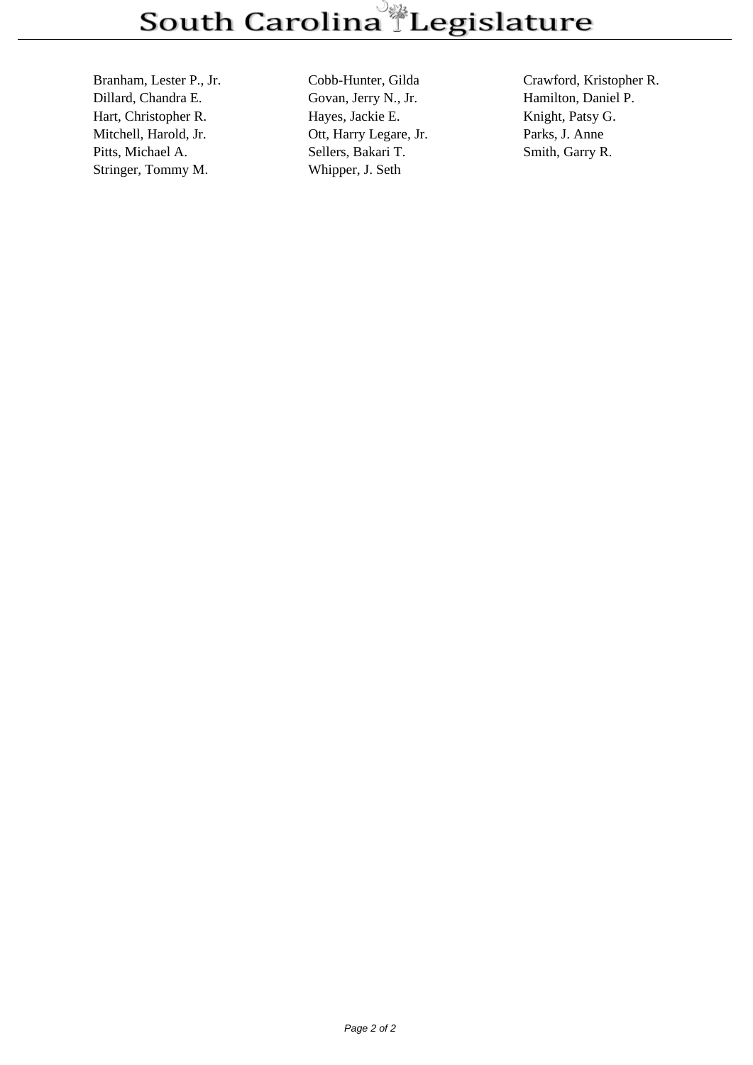| | | |
|---|---|---|
| Branham, Lester P., Jr. | Cobb-Hunter, Gilda | Crawford, Kristopher R. |
| Dillard, Chandra E. | Govan, Jerry N., Jr. | Hamilton, Daniel P. |
| Hart, Christopher R. | Hayes, Jackie E. | Knight, Patsy G. |
| Mitchell, Harold, Jr. | Ott, Harry Legare, Jr. | Parks, J. Anne |
| Pitts, Michael A. | Sellers, Bakari T. | Smith, Garry R. |
| Stringer, Tommy M. | Whipper, J. Seth | |